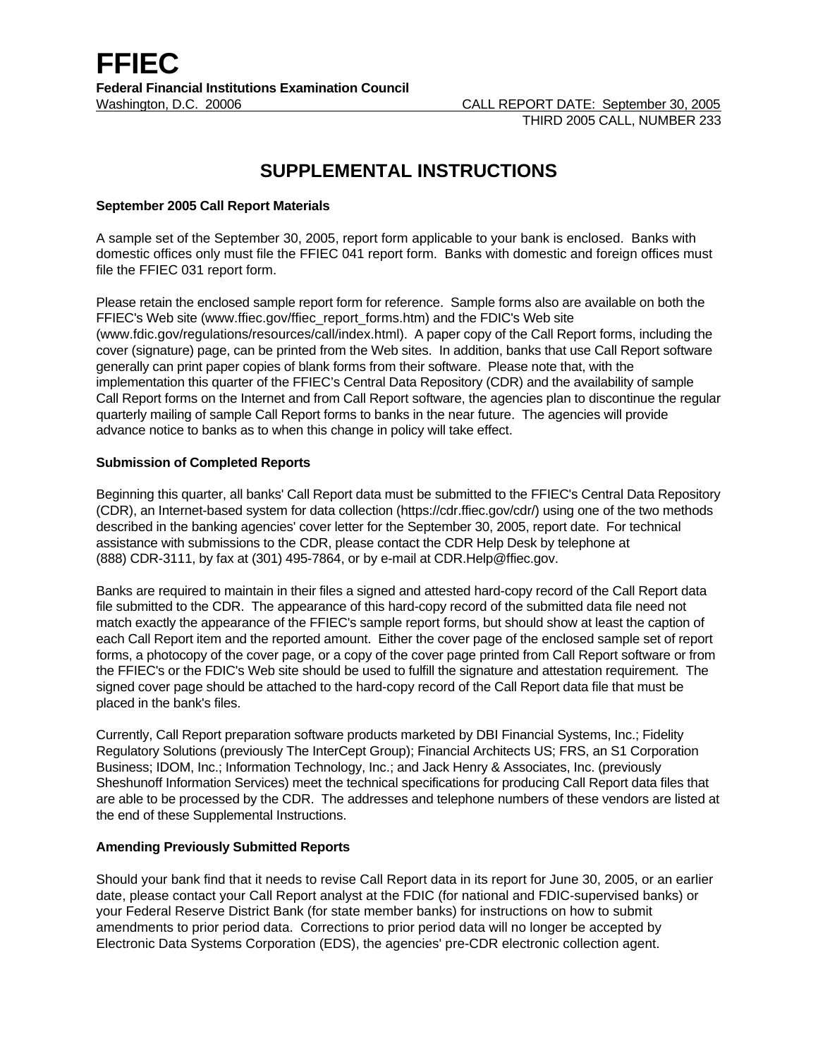# FFIEC

**Federal Financial Institutions Examination Council**

Washington, D.C. 20006

CALL REPORT DATE: September 30, 2005

THIRD 2005 CALL, NUMBER 233

## SUPPLEMENTAL INSTRUCTIONS

**September 2005 Call Report Materials**

A sample set of the September 30, 2005, report form applicable to your bank is enclosed. Banks with domestic offices only must file the FFIEC 041 report form. Banks with domestic and foreign offices must file the FFIEC 031 report form.

Please retain the enclosed sample report form for reference. Sample forms also are available on both the FFIEC's Web site (www.ffiec.gov/ffiec_report_forms.htm) and the FDIC's Web site (www.fdic.gov/regulations/resources/call/index.html). A paper copy of the Call Report forms, including the cover (signature) page, can be printed from the Web sites. In addition, banks that use Call Report software generally can print paper copies of blank forms from their software. Please note that, with the implementation this quarter of the FFIEC's Central Data Repository (CDR) and the availability of sample Call Report forms on the Internet and from Call Report software, the agencies plan to discontinue the regular quarterly mailing of sample Call Report forms to banks in the near future. The agencies will provide advance notice to banks as to when this change in policy will take effect.

**Submission of Completed Reports**

Beginning this quarter, all banks' Call Report data must be submitted to the FFIEC's Central Data Repository (CDR), an Internet-based system for data collection (https://cdr.ffiec.gov/cdr/) using one of the two methods described in the banking agencies' cover letter for the September 30, 2005, report date. For technical assistance with submissions to the CDR, please contact the CDR Help Desk by telephone at (888) CDR-3111, by fax at (301) 495-7864, or by e-mail at CDR.Help@ffiec.gov.

Banks are required to maintain in their files a signed and attested hard-copy record of the Call Report data file submitted to the CDR. The appearance of this hard-copy record of the submitted data file need not match exactly the appearance of the FFIEC's sample report forms, but should show at least the caption of each Call Report item and the reported amount. Either the cover page of the enclosed sample set of report forms, a photocopy of the cover page, or a copy of the cover page printed from Call Report software or from the FFIEC's or the FDIC's Web site should be used to fulfill the signature and attestation requirement. The signed cover page should be attached to the hard-copy record of the Call Report data file that must be placed in the bank's files.

Currently, Call Report preparation software products marketed by DBI Financial Systems, Inc.; Fidelity Regulatory Solutions (previously The InterCept Group); Financial Architects US; FRS, an S1 Corporation Business; IDOM, Inc.; Information Technology, Inc.; and Jack Henry & Associates, Inc. (previously Sheshunoff Information Services) meet the technical specifications for producing Call Report data files that are able to be processed by the CDR. The addresses and telephone numbers of these vendors are listed at the end of these Supplemental Instructions.

**Amending Previously Submitted Reports**

Should your bank find that it needs to revise Call Report data in its report for June 30, 2005, or an earlier date, please contact your Call Report analyst at the FDIC (for national and FDIC-supervised banks) or your Federal Reserve District Bank (for state member banks) for instructions on how to submit amendments to prior period data. Corrections to prior period data will no longer be accepted by Electronic Data Systems Corporation (EDS), the agencies' pre-CDR electronic collection agent.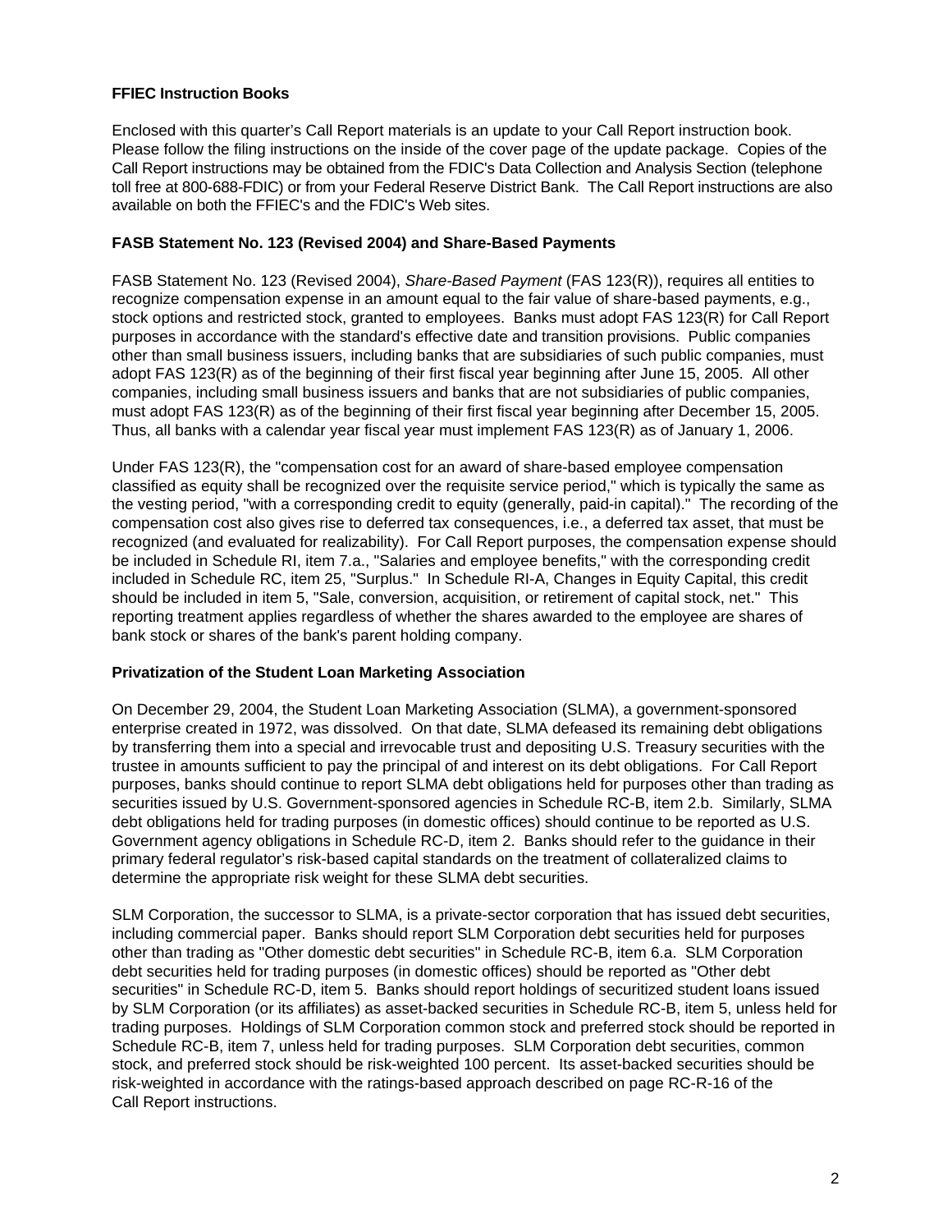**FFIEC Instruction Books**

Enclosed with this quarter's Call Report materials is an update to your Call Report instruction book. Please follow the filing instructions on the inside of the cover page of the update package. Copies of the Call Report instructions may be obtained from the FDIC's Data Collection and Analysis Section (telephone toll free at 800-688-FDIC) or from your Federal Reserve District Bank. The Call Report instructions are also available on both the FFIEC's and the FDIC's Web sites.

**FASB Statement No. 123 (Revised 2004) and Share-Based Payments**

FASB Statement No. 123 (Revised 2004), *Share-Based Payment* (FAS 123(R)), requires all entities to recognize compensation expense in an amount equal to the fair value of share-based payments, e.g., stock options and restricted stock, granted to employees. Banks must adopt FAS 123(R) for Call Report purposes in accordance with the standard's effective date and transition provisions. Public companies other than small business issuers, including banks that are subsidiaries of such public companies, must adopt FAS 123(R) as of the beginning of their first fiscal year beginning after June 15, 2005. All other companies, including small business issuers and banks that are not subsidiaries of public companies, must adopt FAS 123(R) as of the beginning of their first fiscal year beginning after December 15, 2005. Thus, all banks with a calendar year fiscal year must implement FAS 123(R) as of January 1, 2006.

Under FAS 123(R), the "compensation cost for an award of share-based employee compensation classified as equity shall be recognized over the requisite service period," which is typically the same as the vesting period, "with a corresponding credit to equity (generally, paid-in capital)." The recording of the compensation cost also gives rise to deferred tax consequences, i.e., a deferred tax asset, that must be recognized (and evaluated for realizability). For Call Report purposes, the compensation expense should be included in Schedule RI, item 7.a., "Salaries and employee benefits," with the corresponding credit included in Schedule RC, item 25, "Surplus." In Schedule RI-A, Changes in Equity Capital, this credit should be included in item 5, "Sale, conversion, acquisition, or retirement of capital stock, net." This reporting treatment applies regardless of whether the shares awarded to the employee are shares of bank stock or shares of the bank's parent holding company.

**Privatization of the Student Loan Marketing Association**

On December 29, 2004, the Student Loan Marketing Association (SLMA), a government-sponsored enterprise created in 1972, was dissolved. On that date, SLMA defeased its remaining debt obligations by transferring them into a special and irrevocable trust and depositing U.S. Treasury securities with the trustee in amounts sufficient to pay the principal of and interest on its debt obligations. For Call Report purposes, banks should continue to report SLMA debt obligations held for purposes other than trading as securities issued by U.S. Government-sponsored agencies in Schedule RC-B, item 2.b. Similarly, SLMA debt obligations held for trading purposes (in domestic offices) should continue to be reported as U.S. Government agency obligations in Schedule RC-D, item 2. Banks should refer to the guidance in their primary federal regulator's risk-based capital standards on the treatment of collateralized claims to determine the appropriate risk weight for these SLMA debt securities.

SLM Corporation, the successor to SLMA, is a private-sector corporation that has issued debt securities, including commercial paper. Banks should report SLM Corporation debt securities held for purposes other than trading as "Other domestic debt securities" in Schedule RC-B, item 6.a. SLM Corporation debt securities held for trading purposes (in domestic offices) should be reported as "Other debt securities" in Schedule RC-D, item 5. Banks should report holdings of securitized student loans issued by SLM Corporation (or its affiliates) as asset-backed securities in Schedule RC-B, item 5, unless held for trading purposes. Holdings of SLM Corporation common stock and preferred stock should be reported in Schedule RC-B, item 7, unless held for trading purposes. SLM Corporation debt securities, common stock, and preferred stock should be risk-weighted 100 percent. Its asset-backed securities should be risk-weighted in accordance with the ratings-based approach described on page RC-R-16 of the Call Report instructions.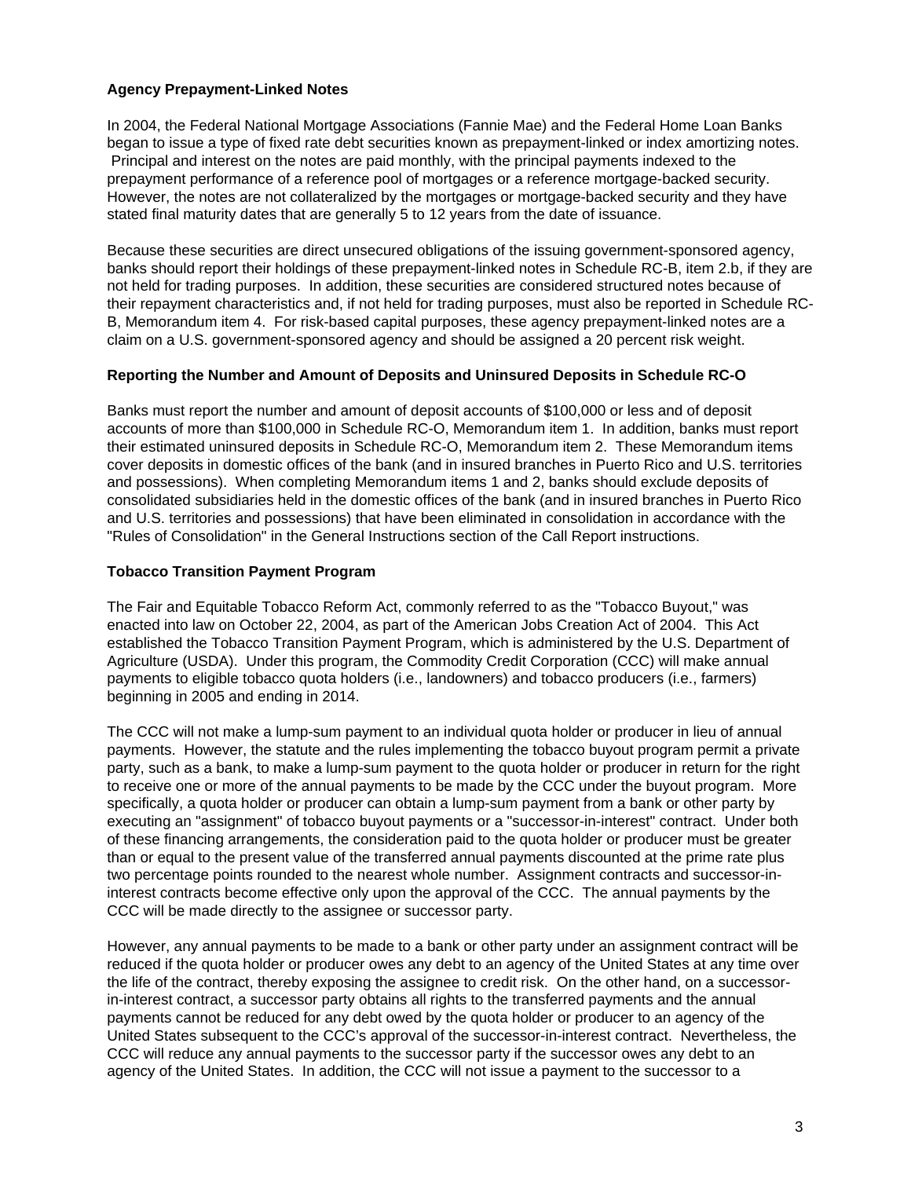**Agency Prepayment-Linked Notes**

In 2004, the Federal National Mortgage Associations (Fannie Mae) and the Federal Home Loan Banks began to issue a type of fixed rate debt securities known as prepayment-linked or index amortizing notes. Principal and interest on the notes are paid monthly, with the principal payments indexed to the prepayment performance of a reference pool of mortgages or a reference mortgage-backed security. However, the notes are not collateralized by the mortgages or mortgage-backed security and they have stated final maturity dates that are generally 5 to 12 years from the date of issuance.

Because these securities are direct unsecured obligations of the issuing government-sponsored agency, banks should report their holdings of these prepayment-linked notes in Schedule RC-B, item 2.b, if they are not held for trading purposes. In addition, these securities are considered structured notes because of their repayment characteristics and, if not held for trading purposes, must also be reported in Schedule RC-B, Memorandum item 4. For risk-based capital purposes, these agency prepayment-linked notes are a claim on a U.S. government-sponsored agency and should be assigned a 20 percent risk weight.

**Reporting the Number and Amount of Deposits and Uninsured Deposits in Schedule RC-O**

Banks must report the number and amount of deposit accounts of $100,000 or less and of deposit accounts of more than $100,000 in Schedule RC-O, Memorandum item 1. In addition, banks must report their estimated uninsured deposits in Schedule RC-O, Memorandum item 2. These Memorandum items cover deposits in domestic offices of the bank (and in insured branches in Puerto Rico and U.S. territories and possessions). When completing Memorandum items 1 and 2, banks should exclude deposits of consolidated subsidiaries held in the domestic offices of the bank (and in insured branches in Puerto Rico and U.S. territories and possessions) that have been eliminated in consolidation in accordance with the "Rules of Consolidation" in the General Instructions section of the Call Report instructions.

**Tobacco Transition Payment Program**

The Fair and Equitable Tobacco Reform Act, commonly referred to as the "Tobacco Buyout," was enacted into law on October 22, 2004, as part of the American Jobs Creation Act of 2004. This Act established the Tobacco Transition Payment Program, which is administered by the U.S. Department of Agriculture (USDA). Under this program, the Commodity Credit Corporation (CCC) will make annual payments to eligible tobacco quota holders (i.e., landowners) and tobacco producers (i.e., farmers) beginning in 2005 and ending in 2014.

The CCC will not make a lump-sum payment to an individual quota holder or producer in lieu of annual payments. However, the statute and the rules implementing the tobacco buyout program permit a private party, such as a bank, to make a lump-sum payment to the quota holder or producer in return for the right to receive one or more of the annual payments to be made by the CCC under the buyout program. More specifically, a quota holder or producer can obtain a lump-sum payment from a bank or other party by executing an "assignment" of tobacco buyout payments or a "successor-in-interest" contract. Under both of these financing arrangements, the consideration paid to the quota holder or producer must be greater than or equal to the present value of the transferred annual payments discounted at the prime rate plus two percentage points rounded to the nearest whole number. Assignment contracts and successor-in-interest contracts become effective only upon the approval of the CCC. The annual payments by the CCC will be made directly to the assignee or successor party.

However, any annual payments to be made to a bank or other party under an assignment contract will be reduced if the quota holder or producer owes any debt to an agency of the United States at any time over the life of the contract, thereby exposing the assignee to credit risk. On the other hand, on a successor-in-interest contract, a successor party obtains all rights to the transferred payments and the annual payments cannot be reduced for any debt owed by the quota holder or producer to an agency of the United States subsequent to the CCC's approval of the successor-in-interest contract. Nevertheless, the CCC will reduce any annual payments to the successor party if the successor owes any debt to an agency of the United States. In addition, the CCC will not issue a payment to the successor to a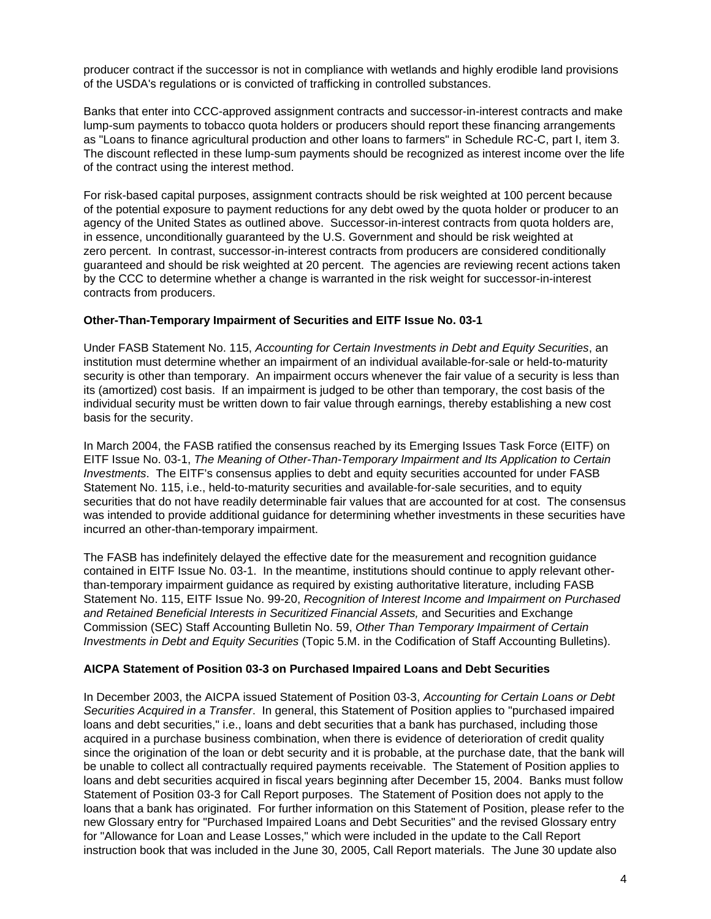producer contract if the successor is not in compliance with wetlands and highly erodible land provisions of the USDA's regulations or is convicted of trafficking in controlled substances.

Banks that enter into CCC-approved assignment contracts and successor-in-interest contracts and make lump-sum payments to tobacco quota holders or producers should report these financing arrangements as "Loans to finance agricultural production and other loans to farmers" in Schedule RC-C, part I, item 3. The discount reflected in these lump-sum payments should be recognized as interest income over the life of the contract using the interest method.

For risk-based capital purposes, assignment contracts should be risk weighted at 100 percent because of the potential exposure to payment reductions for any debt owed by the quota holder or producer to an agency of the United States as outlined above. Successor-in-interest contracts from quota holders are, in essence, unconditionally guaranteed by the U.S. Government and should be risk weighted at zero percent. In contrast, successor-in-interest contracts from producers are considered conditionally guaranteed and should be risk weighted at 20 percent. The agencies are reviewing recent actions taken by the CCC to determine whether a change is warranted in the risk weight for successor-in-interest contracts from producers.

**Other-Than-Temporary Impairment of Securities and EITF Issue No. 03-1**

Under FASB Statement No. 115, *Accounting for Certain Investments in Debt and Equity Securities*, an institution must determine whether an impairment of an individual available-for-sale or held-to-maturity security is other than temporary. An impairment occurs whenever the fair value of a security is less than its (amortized) cost basis. If an impairment is judged to be other than temporary, the cost basis of the individual security must be written down to fair value through earnings, thereby establishing a new cost basis for the security.

In March 2004, the FASB ratified the consensus reached by its Emerging Issues Task Force (EITF) on EITF Issue No. 03-1, *The Meaning of Other-Than-Temporary Impairment and Its Application to Certain Investments*. The EITF's consensus applies to debt and equity securities accounted for under FASB Statement No. 115, i.e., held-to-maturity securities and available-for-sale securities, and to equity securities that do not have readily determinable fair values that are accounted for at cost. The consensus was intended to provide additional guidance for determining whether investments in these securities have incurred an other-than-temporary impairment.

The FASB has indefinitely delayed the effective date for the measurement and recognition guidance contained in EITF Issue No. 03-1. In the meantime, institutions should continue to apply relevant other-than-temporary impairment guidance as required by existing authoritative literature, including FASB Statement No. 115, EITF Issue No. 99-20, *Recognition of Interest Income and Impairment on Purchased and Retained Beneficial Interests in Securitized Financial Assets,* and Securities and Exchange Commission (SEC) Staff Accounting Bulletin No. 59, *Other Than Temporary Impairment of Certain Investments in Debt and Equity Securities* (Topic 5.M. in the Codification of Staff Accounting Bulletins).

**AICPA Statement of Position 03-3 on Purchased Impaired Loans and Debt Securities**

In December 2003, the AICPA issued Statement of Position 03-3, *Accounting for Certain Loans or Debt Securities Acquired in a Transfer*. In general, this Statement of Position applies to "purchased impaired loans and debt securities," i.e., loans and debt securities that a bank has purchased, including those acquired in a purchase business combination, when there is evidence of deterioration of credit quality since the origination of the loan or debt security and it is probable, at the purchase date, that the bank will be unable to collect all contractually required payments receivable. The Statement of Position applies to loans and debt securities acquired in fiscal years beginning after December 15, 2004. Banks must follow Statement of Position 03-3 for Call Report purposes. The Statement of Position does not apply to the loans that a bank has originated. For further information on this Statement of Position, please refer to the new Glossary entry for "Purchased Impaired Loans and Debt Securities" and the revised Glossary entry for "Allowance for Loan and Lease Losses," which were included in the update to the Call Report instruction book that was included in the June 30, 2005, Call Report materials. The June 30 update also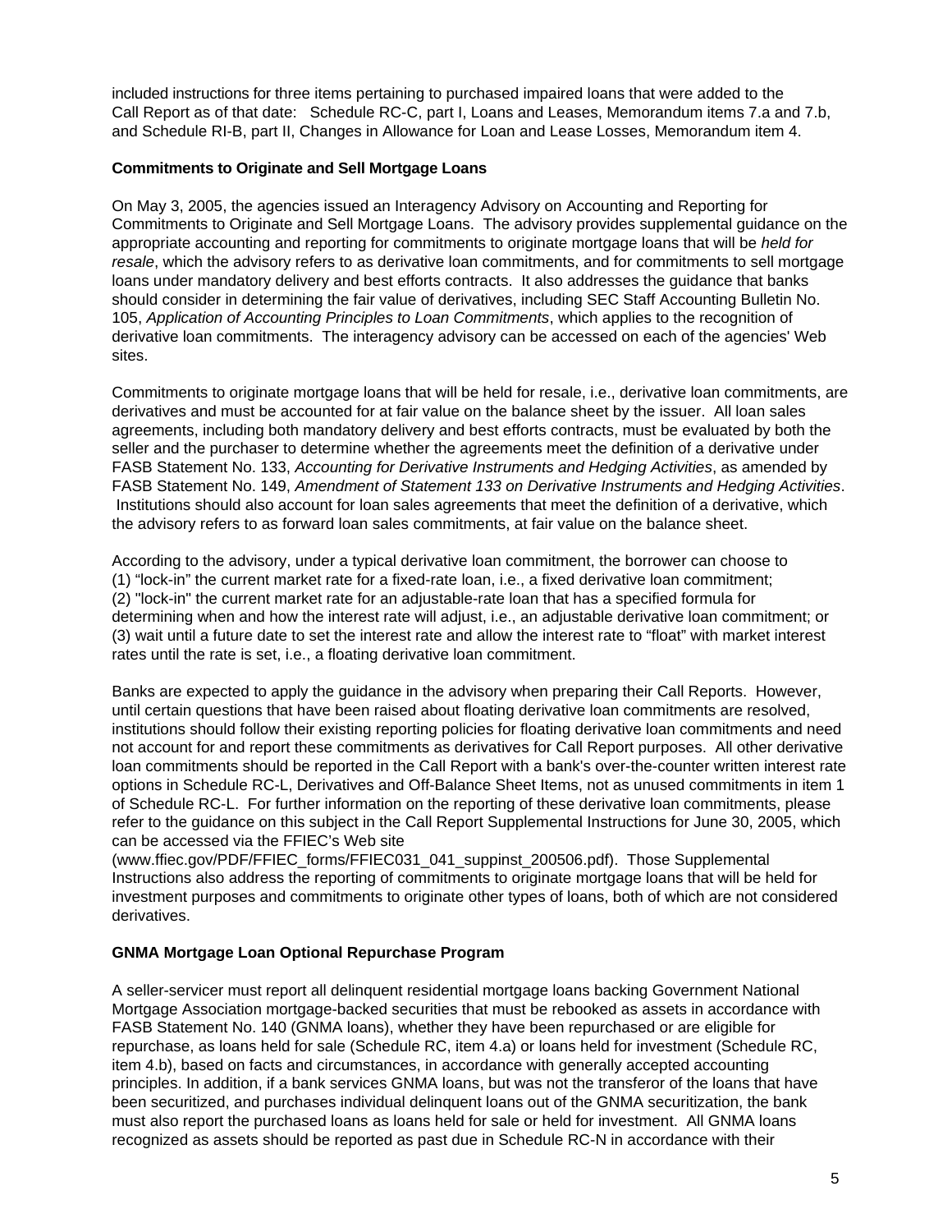included instructions for three items pertaining to purchased impaired loans that were added to the Call Report as of that date: Schedule RC-C, part I, Loans and Leases, Memorandum items 7.a and 7.b, and Schedule RI-B, part II, Changes in Allowance for Loan and Lease Losses, Memorandum item 4.

**Commitments to Originate and Sell Mortgage Loans**

On May 3, 2005, the agencies issued an Interagency Advisory on Accounting and Reporting for Commitments to Originate and Sell Mortgage Loans. The advisory provides supplemental guidance on the appropriate accounting and reporting for commitments to originate mortgage loans that will be *held for resale*, which the advisory refers to as derivative loan commitments, and for commitments to sell mortgage loans under mandatory delivery and best efforts contracts. It also addresses the guidance that banks should consider in determining the fair value of derivatives, including SEC Staff Accounting Bulletin No. 105, *Application of Accounting Principles to Loan Commitments*, which applies to the recognition of derivative loan commitments. The interagency advisory can be accessed on each of the agencies' Web sites.

Commitments to originate mortgage loans that will be held for resale, i.e., derivative loan commitments, are derivatives and must be accounted for at fair value on the balance sheet by the issuer. All loan sales agreements, including both mandatory delivery and best efforts contracts, must be evaluated by both the seller and the purchaser to determine whether the agreements meet the definition of a derivative under FASB Statement No. 133, *Accounting for Derivative Instruments and Hedging Activities*, as amended by FASB Statement No. 149, *Amendment of Statement 133 on Derivative Instruments and Hedging Activities*. Institutions should also account for loan sales agreements that meet the definition of a derivative, which the advisory refers to as forward loan sales commitments, at fair value on the balance sheet.

According to the advisory, under a typical derivative loan commitment, the borrower can choose to (1) "lock-in" the current market rate for a fixed-rate loan, i.e., a fixed derivative loan commitment; (2) "lock-in" the current market rate for an adjustable-rate loan that has a specified formula for determining when and how the interest rate will adjust, i.e., an adjustable derivative loan commitment; or (3) wait until a future date to set the interest rate and allow the interest rate to "float" with market interest rates until the rate is set, i.e., a floating derivative loan commitment.

Banks are expected to apply the guidance in the advisory when preparing their Call Reports. However, until certain questions that have been raised about floating derivative loan commitments are resolved, institutions should follow their existing reporting policies for floating derivative loan commitments and need not account for and report these commitments as derivatives for Call Report purposes. All other derivative loan commitments should be reported in the Call Report with a bank's over-the-counter written interest rate options in Schedule RC-L, Derivatives and Off-Balance Sheet Items, not as unused commitments in item 1 of Schedule RC-L. For further information on the reporting of these derivative loan commitments, please refer to the guidance on this subject in the Call Report Supplemental Instructions for June 30, 2005, which can be accessed via the FFIEC's Web site (www.ffiec.gov/PDF/FFIEC_forms/FFIEC031_041_suppinst_200506.pdf). Those Supplemental Instructions also address the reporting of commitments to originate mortgage loans that will be held for investment purposes and commitments to originate other types of loans, both of which are not considered derivatives.

**GNMA Mortgage Loan Optional Repurchase Program**

A seller-servicer must report all delinquent residential mortgage loans backing Government National Mortgage Association mortgage-backed securities that must be rebooked as assets in accordance with FASB Statement No. 140 (GNMA loans), whether they have been repurchased or are eligible for repurchase, as loans held for sale (Schedule RC, item 4.a) or loans held for investment (Schedule RC, item 4.b), based on facts and circumstances, in accordance with generally accepted accounting principles. In addition, if a bank services GNMA loans, but was not the transferor of the loans that have been securitized, and purchases individual delinquent loans out of the GNMA securitization, the bank must also report the purchased loans as loans held for sale or held for investment. All GNMA loans recognized as assets should be reported as past due in Schedule RC-N in accordance with their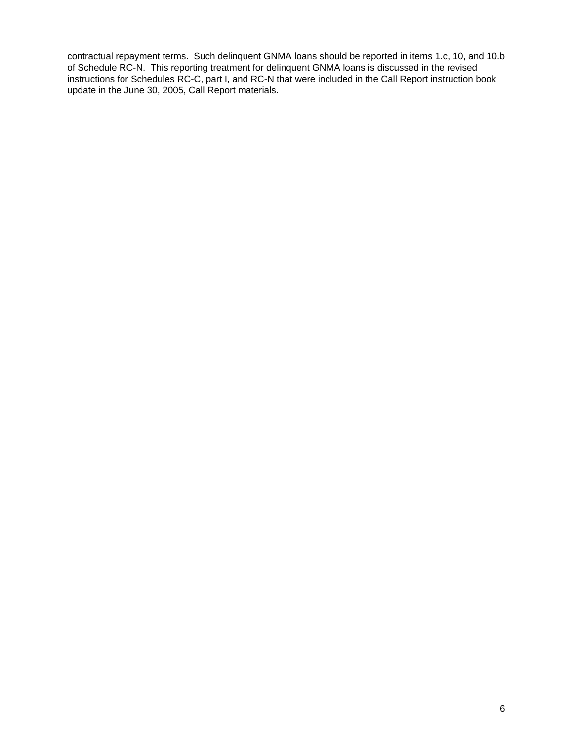contractual repayment terms. Such delinquent GNMA loans should be reported in items 1.c, 10, and 10.b of Schedule RC-N. This reporting treatment for delinquent GNMA loans is discussed in the revised instructions for Schedules RC-C, part I, and RC-N that were included in the Call Report instruction book update in the June 30, 2005, Call Report materials.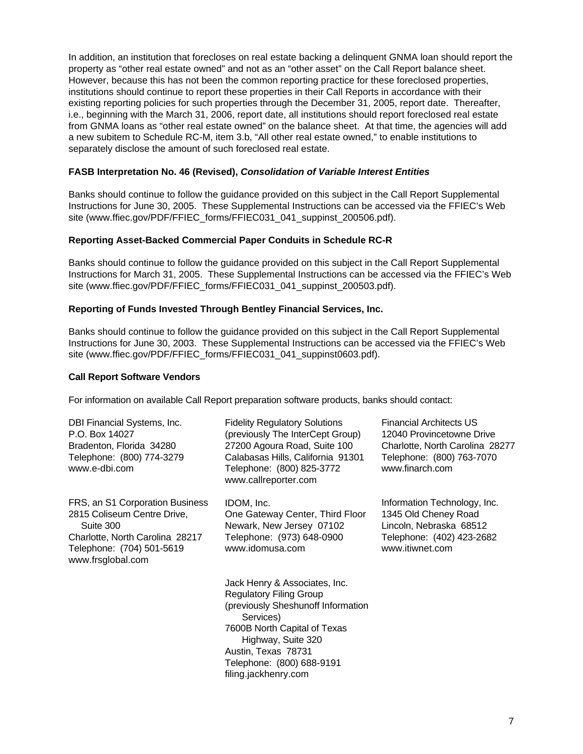In addition, an institution that forecloses on real estate backing a delinquent GNMA loan should report the property as "other real estate owned" and not as an "other asset" on the Call Report balance sheet. However, because this has not been the common reporting practice for these foreclosed properties, institutions should continue to report these properties in their Call Reports in accordance with their existing reporting policies for such properties through the December 31, 2005, report date. Thereafter, i.e., beginning with the March 31, 2006, report date, all institutions should report foreclosed real estate from GNMA loans as "other real estate owned" on the balance sheet. At that time, the agencies will add a new subitem to Schedule RC-M, item 3.b, "All other real estate owned," to enable institutions to separately disclose the amount of such foreclosed real estate.

### FASB Interpretation No. 46 (Revised), *Consolidation of Variable Interest Entities*

Banks should continue to follow the guidance provided on this subject in the Call Report Supplemental Instructions for June 30, 2005. These Supplemental Instructions can be accessed via the FFIEC's Web site (www.ffiec.gov/PDF/FFIEC_forms/FFIEC031_041_suppinst_200506.pdf).

### Reporting Asset-Backed Commercial Paper Conduits in Schedule RC-R

Banks should continue to follow the guidance provided on this subject in the Call Report Supplemental Instructions for March 31, 2005. These Supplemental Instructions can be accessed via the FFIEC's Web site (www.ffiec.gov/PDF/FFIEC_forms/FFIEC031_041_suppinst_200503.pdf).

### Reporting of Funds Invested Through Bentley Financial Services, Inc.

Banks should continue to follow the guidance provided on this subject in the Call Report Supplemental Instructions for June 30, 2003. These Supplemental Instructions can be accessed via the FFIEC's Web site (www.ffiec.gov/PDF/FFIEC_forms/FFIEC031_041_suppinst0603.pdf).

### Call Report Software Vendors

For information on available Call Report preparation software products, banks should contact:

DBI Financial Systems, Inc.
P.O. Box 14027
Bradenton, Florida 34280
Telephone: (800) 774-3279
www.e-dbi.com

Fidelity Regulatory Solutions
(previously The InterCept Group)
27200 Agoura Road, Suite 100
Calabasas Hills, California 91301
Telephone: (800) 825-3772
www.callreporter.com

Financial Architects US
12040 Provincetowne Drive
Charlotte, North Carolina 28277
Telephone: (800) 763-7070
www.finarch.com

FRS, an S1 Corporation Business
2815 Coliseum Centre Drive, Suite 300
Charlotte, North Carolina 28217
Telephone: (704) 501-5619
www.frsglobal.com

IDOM, Inc.
One Gateway Center, Third Floor
Newark, New Jersey 07102
Telephone: (973) 648-0900
www.idomusa.com

Information Technology, Inc.
1345 Old Cheney Road
Lincoln, Nebraska 68512
Telephone: (402) 423-2682
www.itiwnet.com

Jack Henry & Associates, Inc.
Regulatory Filing Group
(previously Sheshunoff Information Services)
7600B North Capital of Texas Highway, Suite 320
Austin, Texas 78731
Telephone: (800) 688-9191
filing.jackhenry.com